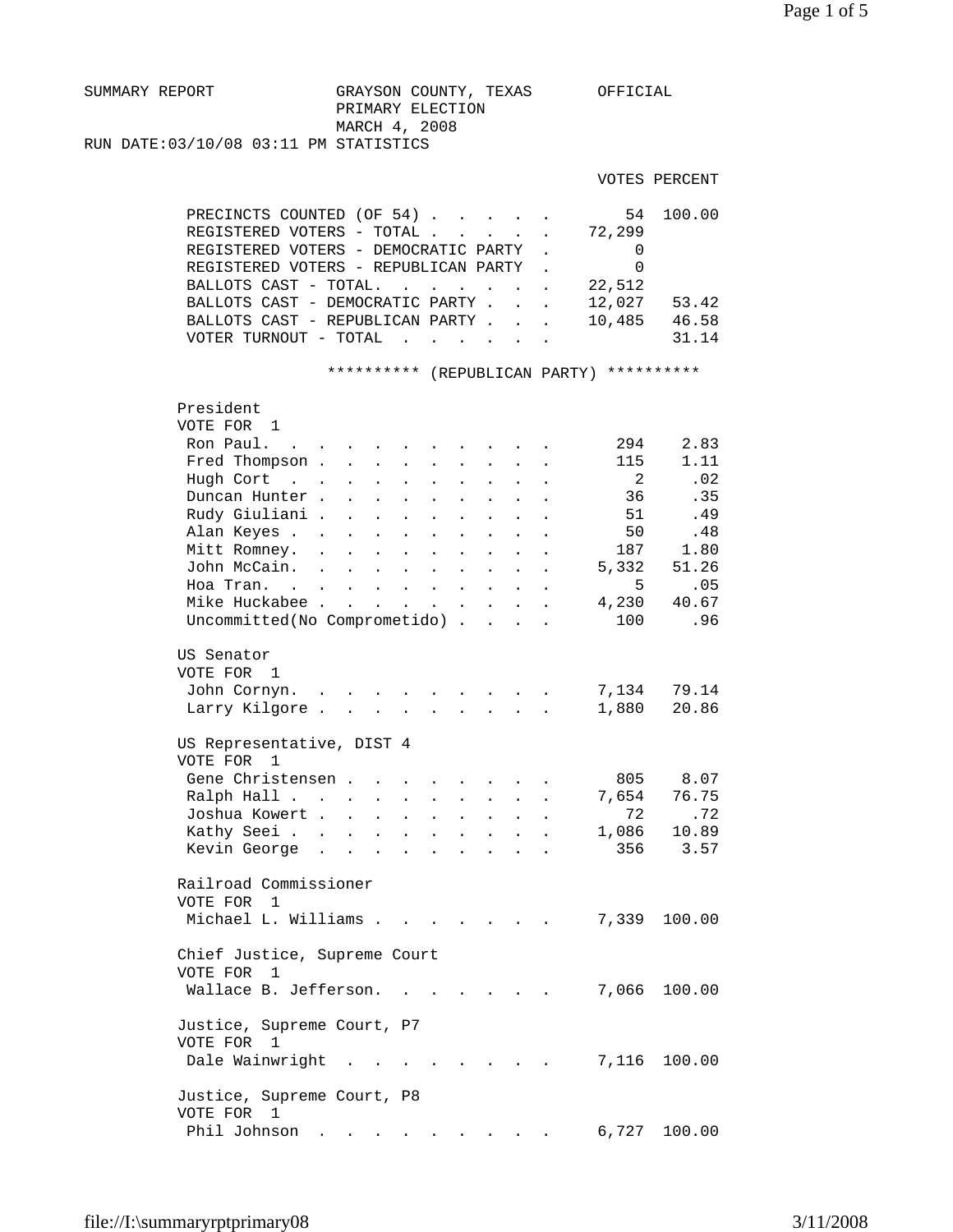SUMMARY REPORT

GRAYSON COUNTY, TEXAS
PRIMARY ELECTION
MARCH 4, 2008

OFFICIAL

RUN DATE:03/10/08 03:11 PM STATISTICS

| | VOTES | PERCENT |
|---|---|---|
| PRECINCTS COUNTED (OF 54) | 54 | 100.00 |
| REGISTERED VOTERS - TOTAL | 72,299 | |
| REGISTERED VOTERS - DEMOCRATIC PARTY | 0 | |
| REGISTERED VOTERS - REPUBLICAN PARTY | 0 | |
| BALLOTS CAST - TOTAL. | 22,512 | |
| BALLOTS CAST - DEMOCRATIC PARTY | 12,027 | 53.42 |
| BALLOTS CAST - REPUBLICAN PARTY | 10,485 | 46.58 |
| VOTER TURNOUT - TOTAL | | 31.14 |

********** (REPUBLICAN PARTY) **********

**President**
VOTE FOR 1

| Candidate | Votes | Percent |
|---|---|---|
| Ron Paul. | 294 | 2.83 |
| Fred Thompson | 115 | 1.11 |
| Hugh Cort | 2 | .02 |
| Duncan Hunter | 36 | .35 |
| Rudy Giuliani | 51 | .49 |
| Alan Keyes | 50 | .48 |
| Mitt Romney. | 187 | 1.80 |
| John McCain. | 5,332 | 51.26 |
| Hoa Tran. | 5 | .05 |
| Mike Huckabee | 4,230 | 40.67 |
| Uncommitted(No Comprometido) | 100 | .96 |

**US Senator**
VOTE FOR 1

| Candidate | Votes | Percent |
|---|---|---|
| John Cornyn. | 7,134 | 79.14 |
| Larry Kilgore | 1,880 | 20.86 |

**US Representative, DIST 4**
VOTE FOR 1

| Candidate | Votes | Percent |
|---|---|---|
| Gene Christensen | 805 | 8.07 |
| Ralph Hall | 7,654 | 76.75 |
| Joshua Kowert | 72 | .72 |
| Kathy Seei | 1,086 | 10.89 |
| Kevin George | 356 | 3.57 |

**Railroad Commissioner**
VOTE FOR 1

| Candidate | Votes | Percent |
|---|---|---|
| Michael L. Williams | 7,339 | 100.00 |

**Chief Justice, Supreme Court**
VOTE FOR 1

| Candidate | Votes | Percent |
|---|---|---|
| Wallace B. Jefferson. | 7,066 | 100.00 |

**Justice, Supreme Court, P7**
VOTE FOR 1

| Candidate | Votes | Percent |
|---|---|---|
| Dale Wainwright | 7,116 | 100.00 |

**Justice, Supreme Court, P8**
VOTE FOR 1

| Candidate | Votes | Percent |
|---|---|---|
| Phil Johnson | 6,727 | 100.00 |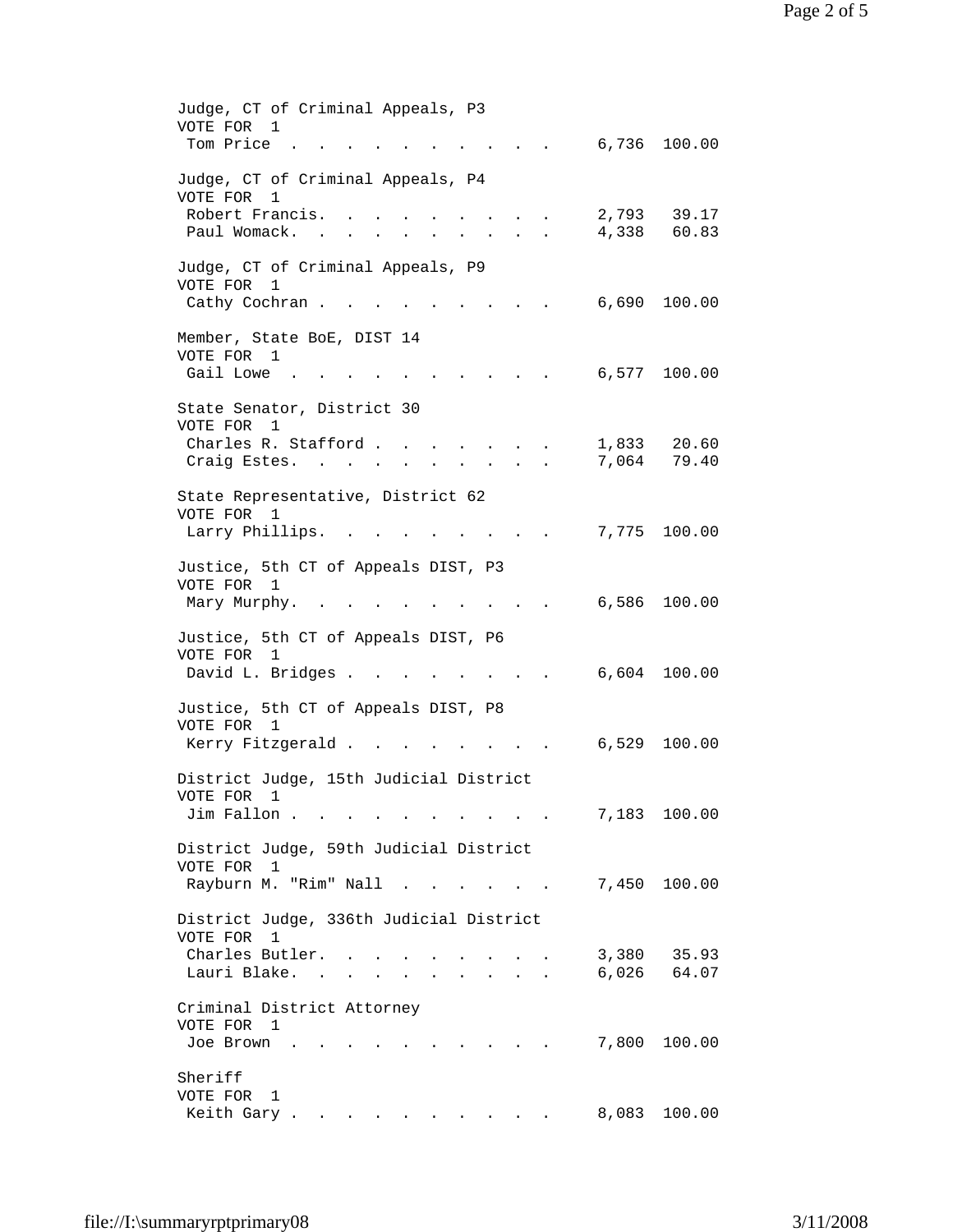### Judge, CT of Criminal Appeals, P3
VOTE FOR 1

| Candidate | Votes | Percent |
|---|---|---|
| Tom Price | 6,736 | 100.00 |

### Judge, CT of Criminal Appeals, P4
VOTE FOR 1

| Candidate | Votes | Percent |
|---|---|---|
| Robert Francis | 2,793 | 39.17 |
| Paul Womack | 4,338 | 60.83 |

### Judge, CT of Criminal Appeals, P9
VOTE FOR 1

| Candidate | Votes | Percent |
|---|---|---|
| Cathy Cochran | 6,690 | 100.00 |

### Member, State BoE, DIST 14
VOTE FOR 1

| Candidate | Votes | Percent |
|---|---|---|
| Gail Lowe | 6,577 | 100.00 |

### State Senator, District 30
VOTE FOR 1

| Candidate | Votes | Percent |
|---|---|---|
| Charles R. Stafford | 1,833 | 20.60 |
| Craig Estes | 7,064 | 79.40 |

### State Representative, District 62
VOTE FOR 1

| Candidate | Votes | Percent |
|---|---|---|
| Larry Phillips | 7,775 | 100.00 |

### Justice, 5th CT of Appeals DIST, P3
VOTE FOR 1

| Candidate | Votes | Percent |
|---|---|---|
| Mary Murphy | 6,586 | 100.00 |

### Justice, 5th CT of Appeals DIST, P6
VOTE FOR 1

| Candidate | Votes | Percent |
|---|---|---|
| David L. Bridges | 6,604 | 100.00 |

### Justice, 5th CT of Appeals DIST, P8
VOTE FOR 1

| Candidate | Votes | Percent |
|---|---|---|
| Kerry Fitzgerald | 6,529 | 100.00 |

### District Judge, 15th Judicial District
VOTE FOR 1

| Candidate | Votes | Percent |
|---|---|---|
| Jim Fallon | 7,183 | 100.00 |

### District Judge, 59th Judicial District
VOTE FOR 1

| Candidate | Votes | Percent |
|---|---|---|
| Rayburn M. "Rim" Nall | 7,450 | 100.00 |

### District Judge, 336th Judicial District
VOTE FOR 1

| Candidate | Votes | Percent |
|---|---|---|
| Charles Butler | 3,380 | 35.93 |
| Lauri Blake | 6,026 | 64.07 |

### Criminal District Attorney
VOTE FOR 1

| Candidate | Votes | Percent |
|---|---|---|
| Joe Brown | 7,800 | 100.00 |

### Sheriff
VOTE FOR 1

| Candidate | Votes | Percent |
|---|---|---|
| Keith Gary | 8,083 | 100.00 |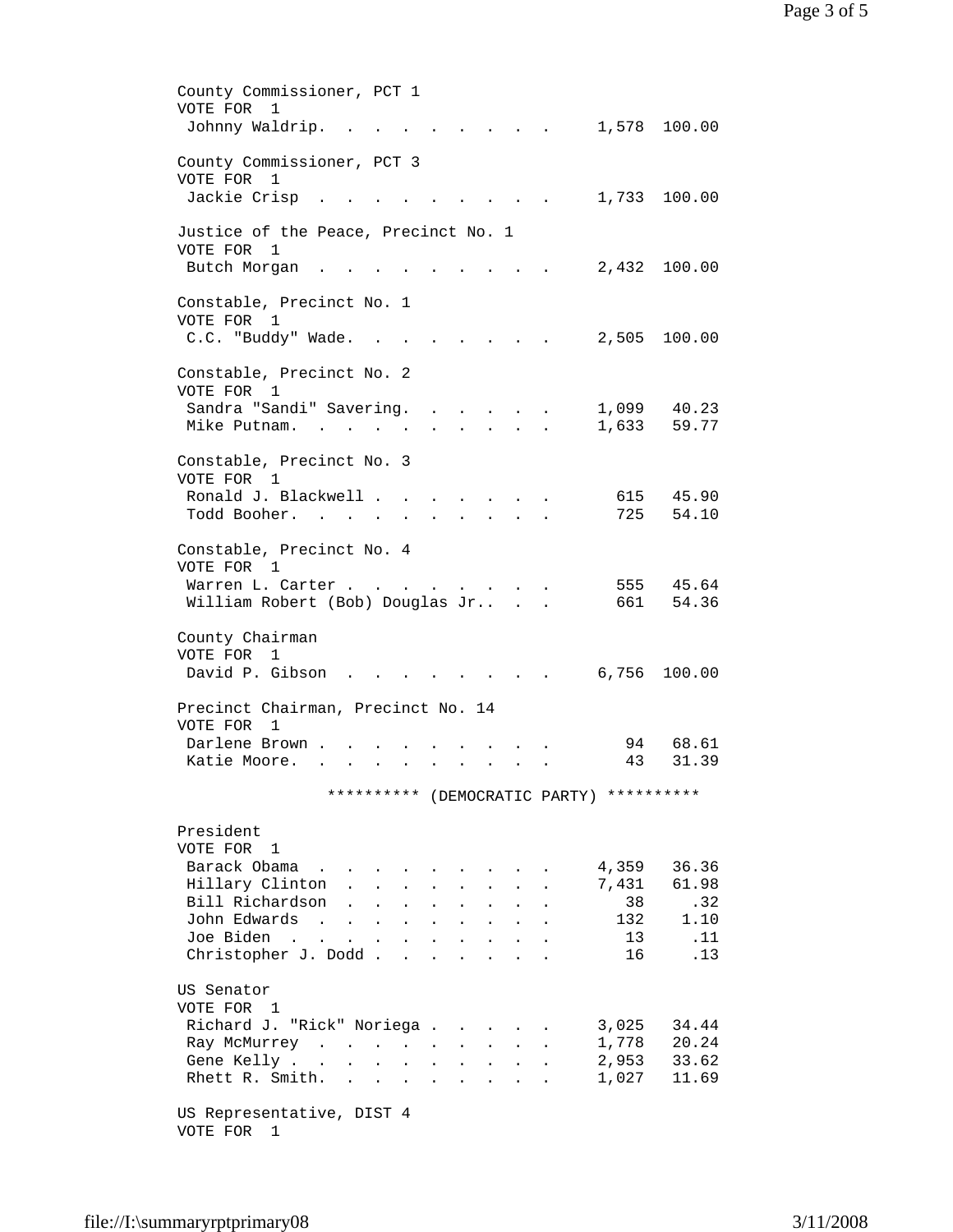County Commissioner, PCT 1
VOTE FOR 1

| Candidate | Votes | Percent |
|---|---|---|
| Johnny Waldrip | 1,578 | 100.00 |

County Commissioner, PCT 3
VOTE FOR 1

| Candidate | Votes | Percent |
|---|---|---|
| Jackie Crisp | 1,733 | 100.00 |

Justice of the Peace, Precinct No. 1
VOTE FOR 1

| Candidate | Votes | Percent |
|---|---|---|
| Butch Morgan | 2,432 | 100.00 |

Constable, Precinct No. 1
VOTE FOR 1

| Candidate | Votes | Percent |
|---|---|---|
| C.C. "Buddy" Wade | 2,505 | 100.00 |

Constable, Precinct No. 2
VOTE FOR 1

| Candidate | Votes | Percent |
|---|---|---|
| Sandra "Sandi" Savering | 1,099 | 40.23 |
| Mike Putnam | 1,633 | 59.77 |

Constable, Precinct No. 3
VOTE FOR 1

| Candidate | Votes | Percent |
|---|---|---|
| Ronald J. Blackwell | 615 | 45.90 |
| Todd Booher | 725 | 54.10 |

Constable, Precinct No. 4
VOTE FOR 1

| Candidate | Votes | Percent |
|---|---|---|
| Warren L. Carter | 555 | 45.64 |
| William Robert (Bob) Douglas Jr. | 661 | 54.36 |

County Chairman
VOTE FOR 1

| Candidate | Votes | Percent |
|---|---|---|
| David P. Gibson | 6,756 | 100.00 |

Precinct Chairman, Precinct No. 14
VOTE FOR 1

| Candidate | Votes | Percent |
|---|---|---|
| Darlene Brown | 94 | 68.61 |
| Katie Moore | 43 | 31.39 |

********** (DEMOCRATIC PARTY) **********

President
VOTE FOR 1

| Candidate | Votes | Percent |
|---|---|---|
| Barack Obama | 4,359 | 36.36 |
| Hillary Clinton | 7,431 | 61.98 |
| Bill Richardson | 38 | .32 |
| John Edwards | 132 | 1.10 |
| Joe Biden | 13 | .11 |
| Christopher J. Dodd | 16 | .13 |

US Senator
VOTE FOR 1

| Candidate | Votes | Percent |
|---|---|---|
| Richard J. "Rick" Noriega | 3,025 | 34.44 |
| Ray McMurrey | 1,778 | 20.24 |
| Gene Kelly | 2,953 | 33.62 |
| Rhett R. Smith | 1,027 | 11.69 |

US Representative, DIST 4
VOTE FOR 1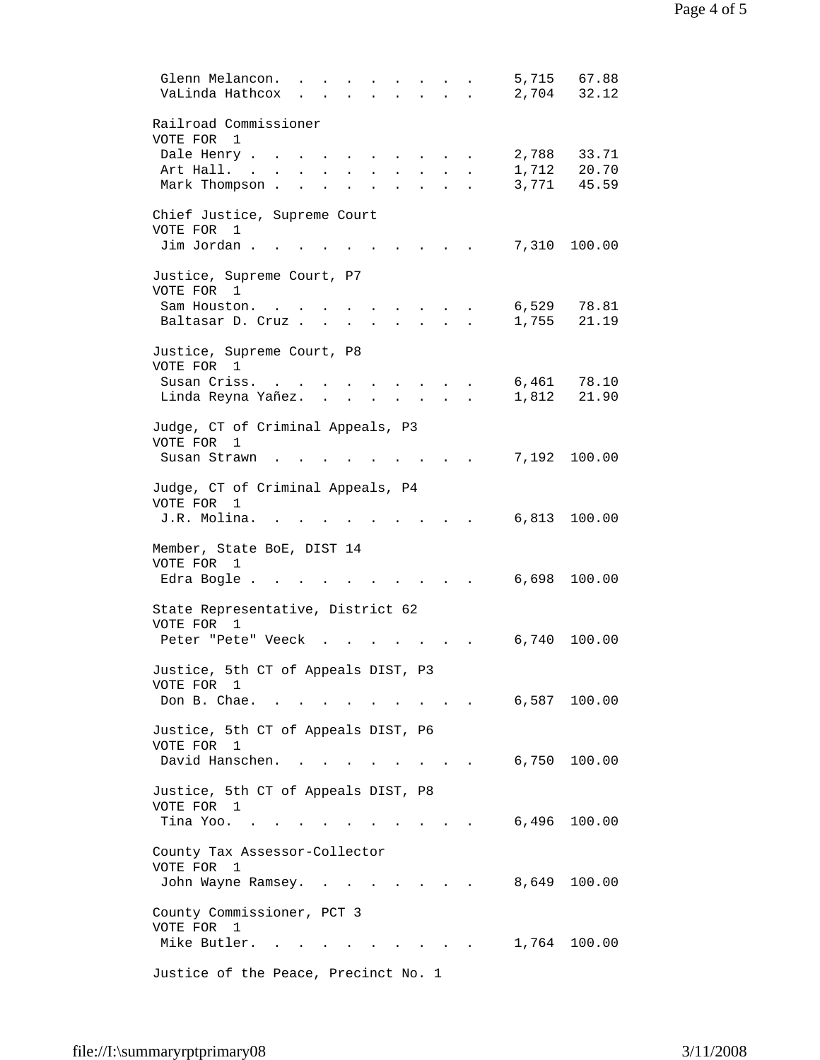| Candidate | Votes | Percent |
|---|---|---|
| Glenn Melancon | 5,715 | 67.88 |
| VaLinda Hathcox | 2,704 | 32.12 |

**Railroad Commissioner**
VOTE FOR 1

| Candidate | Votes | Percent |
|---|---|---|
| Dale Henry | 2,788 | 33.71 |
| Art Hall | 1,712 | 20.70 |
| Mark Thompson | 3,771 | 45.59 |

**Chief Justice, Supreme Court**
VOTE FOR 1

| Candidate | Votes | Percent |
|---|---|---|
| Jim Jordan | 7,310 | 100.00 |

**Justice, Supreme Court, P7**
VOTE FOR 1

| Candidate | Votes | Percent |
|---|---|---|
| Sam Houston | 6,529 | 78.81 |
| Baltasar D. Cruz | 1,755 | 21.19 |

**Justice, Supreme Court, P8**
VOTE FOR 1

| Candidate | Votes | Percent |
|---|---|---|
| Susan Criss | 6,461 | 78.10 |
| Linda Reyna Yañez | 1,812 | 21.90 |

**Judge, CT of Criminal Appeals, P3**
VOTE FOR 1

| Candidate | Votes | Percent |
|---|---|---|
| Susan Strawn | 7,192 | 100.00 |

**Judge, CT of Criminal Appeals, P4**
VOTE FOR 1

| Candidate | Votes | Percent |
|---|---|---|
| J.R. Molina | 6,813 | 100.00 |

**Member, State BoE, DIST 14**
VOTE FOR 1

| Candidate | Votes | Percent |
|---|---|---|
| Edra Bogle | 6,698 | 100.00 |

**State Representative, District 62**
VOTE FOR 1

| Candidate | Votes | Percent |
|---|---|---|
| Peter "Pete" Veeck | 6,740 | 100.00 |

**Justice, 5th CT of Appeals DIST, P3**
VOTE FOR 1

| Candidate | Votes | Percent |
|---|---|---|
| Don B. Chae | 6,587 | 100.00 |

**Justice, 5th CT of Appeals DIST, P6**
VOTE FOR 1

| Candidate | Votes | Percent |
|---|---|---|
| David Hanschen | 6,750 | 100.00 |

**Justice, 5th CT of Appeals DIST, P8**
VOTE FOR 1

| Candidate | Votes | Percent |
|---|---|---|
| Tina Yoo | 6,496 | 100.00 |

**County Tax Assessor-Collector**
VOTE FOR 1

| Candidate | Votes | Percent |
|---|---|---|
| John Wayne Ramsey | 8,649 | 100.00 |

**County Commissioner, PCT 3**
VOTE FOR 1

| Candidate | Votes | Percent |
|---|---|---|
| Mike Butler | 1,764 | 100.00 |

**Justice of the Peace, Precinct No. 1**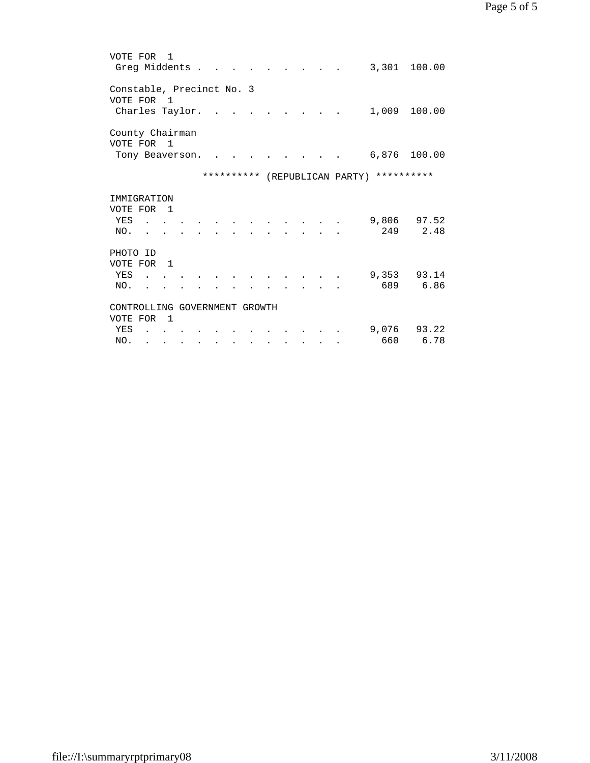VOTE FOR 1

| | | |
|---|---|---|
| Greg Middents | 3,301 | 100.00 |

Constable, Precinct No. 3

VOTE FOR 1

| | | |
|---|---|---|
| Charles Taylor | 1,009 | 100.00 |

County Chairman

VOTE FOR 1

| | | |
|---|---|---|
| Tony Beaverson | 6,876 | 100.00 |

********** (REPUBLICAN PARTY) **********

IMMIGRATION

VOTE FOR 1

| | | |
|---|---|---|
| YES | 9,806 | 97.52 |
| NO. | 249 | 2.48 |

PHOTO ID

VOTE FOR 1

| | | |
|---|---|---|
| YES | 9,353 | 93.14 |
| NO. | 689 | 6.86 |

CONTROLLING GOVERNMENT GROWTH

VOTE FOR 1

| | | |
|---|---|---|
| YES | 9,076 | 93.22 |
| NO. | 660 | 6.78 |